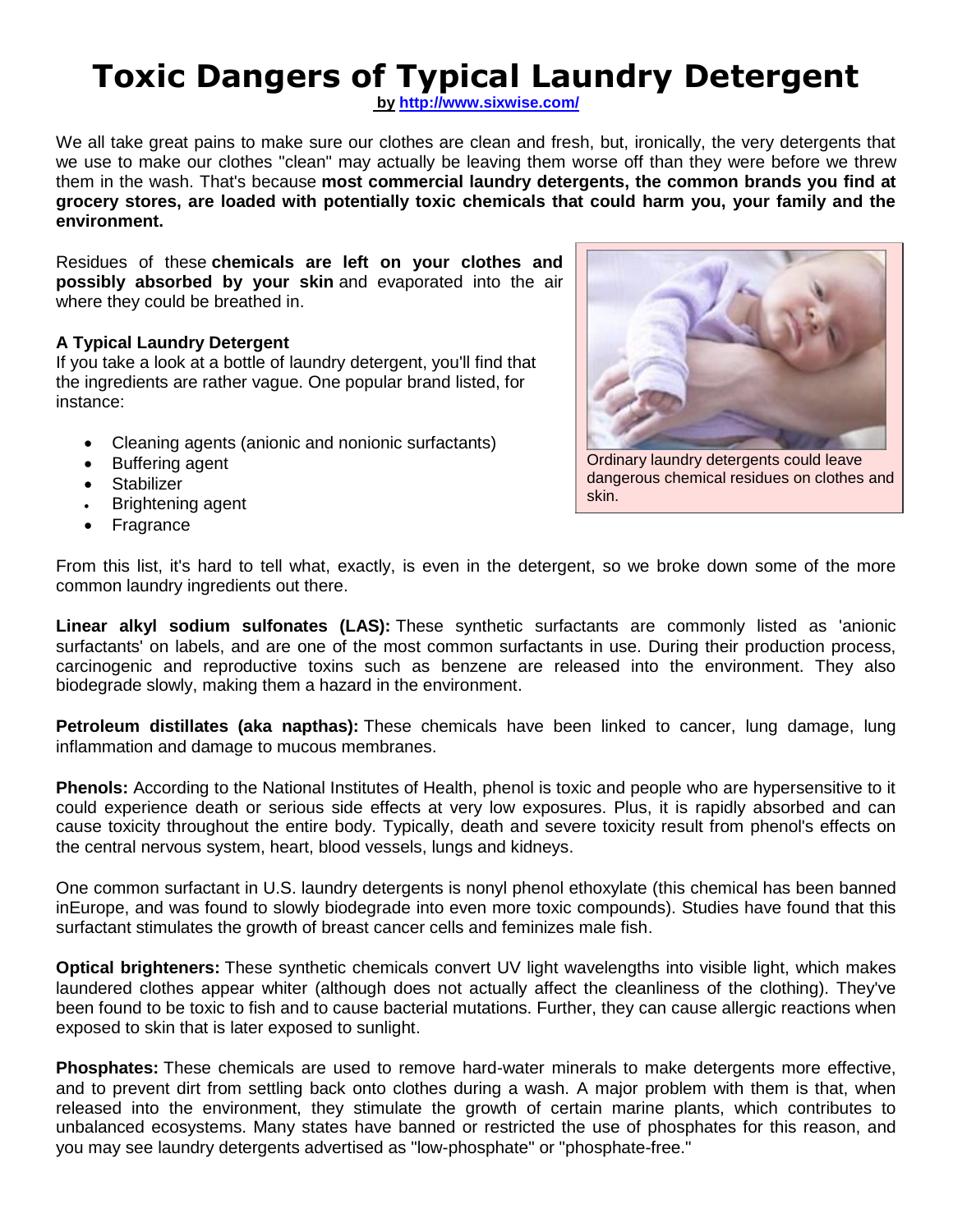# Toxic Dangers of Typical Laundry Detergent

**by [http://www.sixwise.com/](http://www.sixwise.com/)**

We all take great pains to make sure our clothes are clean and fresh, but, ironically, the very detergents that we use to make our clothes "clean" may actually be leaving them worse off than they were before we threw them in the wash. That's because **most commercial laundry detergents, the common brands you find at grocery stores, are loaded with potentially toxic chemicals that could harm you, your family and the environment.**

Residues of these **chemicals are left on your clothes and possibly absorbed by your skin** and evaporated into the air where they could be breathed in.

Ordinary laundry detergents could leave dangerous chemical residues on clothes and skin.

### A Typical Laundry Detergent

If you take a look at a bottle of laundry detergent, you'll find that the ingredients are rather vague. One popular brand listed, for instance:

- Cleaning agents (anionic and nonionic surfactants)
- Buffering agent
- Stabilizer
- Brightening agent
- Fragrance

From this list, it's hard to tell what, exactly, is even in the detergent, so we broke down some of the more common laundry ingredients out there.

**Linear alkyl sodium sulfonates (LAS):** These synthetic surfactants are commonly listed as 'anionic surfactants' on labels, and are one of the most common surfactants in use. During their production process, carcinogenic and reproductive toxins such as benzene are released into the environment. They also biodegrade slowly, making them a hazard in the environment.

**Petroleum distillates (aka napthas):** These chemicals have been linked to cancer, lung damage, lung inflammation and damage to mucous membranes.

**Phenols:** According to the National Institutes of Health, phenol is toxic and people who are hypersensitive to it could experience death or serious side effects at very low exposures. Plus, it is rapidly absorbed and can cause toxicity throughout the entire body. Typically, death and severe toxicity result from phenol's effects on the central nervous system, heart, blood vessels, lungs and kidneys.

One common surfactant in U.S. laundry detergents is nonyl phenol ethoxylate (this chemical has been banned inEurope, and was found to slowly biodegrade into even more toxic compounds). Studies have found that this surfactant stimulates the growth of breast cancer cells and feminizes male fish.

**Optical brighteners:** These synthetic chemicals convert UV light wavelengths into visible light, which makes laundered clothes appear whiter (although does not actually affect the cleanliness of the clothing). They've been found to be toxic to fish and to cause bacterial mutations. Further, they can cause allergic reactions when exposed to skin that is later exposed to sunlight.

**Phosphates:** These chemicals are used to remove hard-water minerals to make detergents more effective, and to prevent dirt from settling back onto clothes during a wash. A major problem with them is that, when released into the environment, they stimulate the growth of certain marine plants, which contributes to unbalanced ecosystems. Many states have banned or restricted the use of phosphates for this reason, and you may see laundry detergents advertised as "low-phosphate" or "phosphate-free."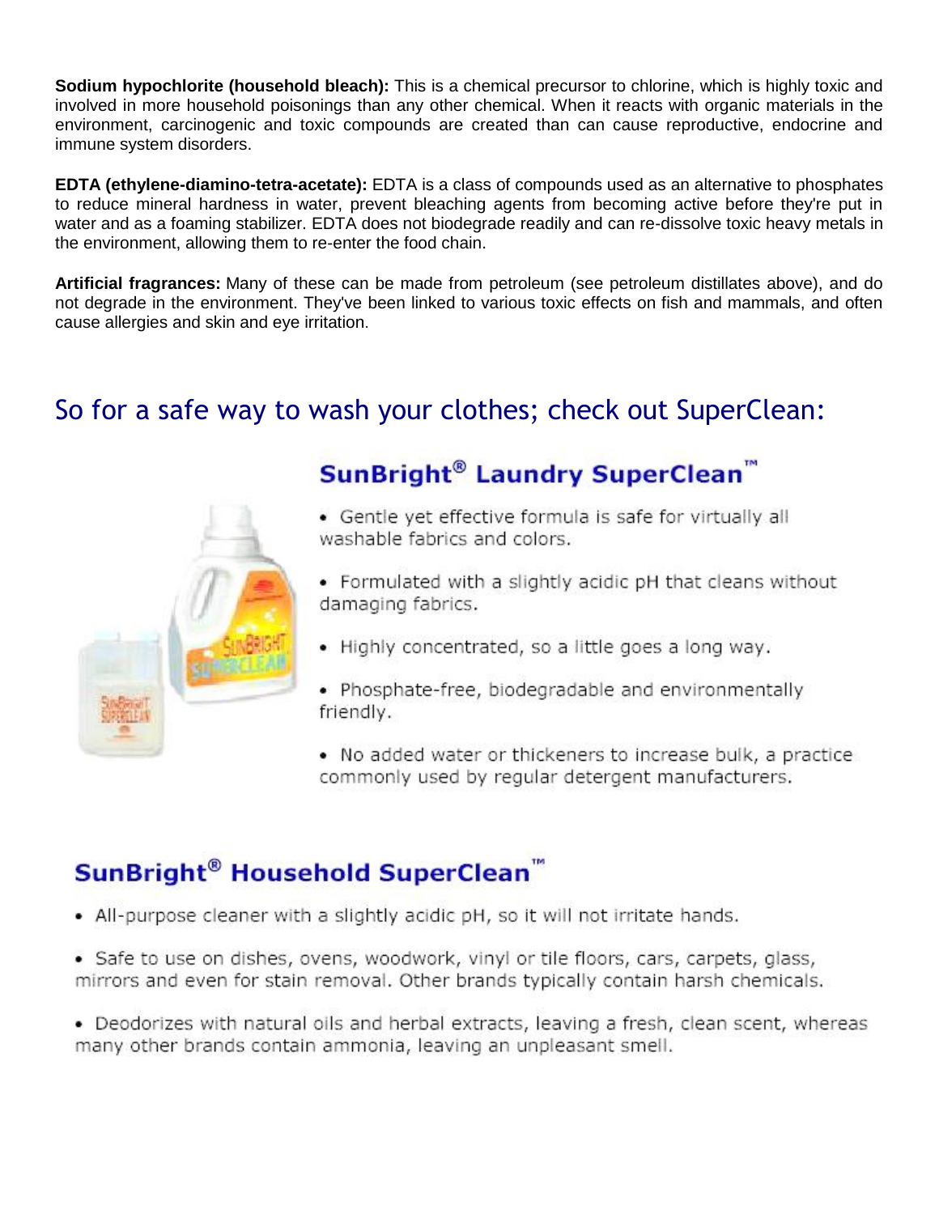**Sodium hypochlorite (household bleach):** This is a chemical precursor to chlorine, which is highly toxic and involved in more household poisonings than any other chemical. When it reacts with organic materials in the environment, carcinogenic and toxic compounds are created than can cause reproductive, endocrine and immune system disorders.

**EDTA (ethylene-diamino-tetra-acetate):** EDTA is a class of compounds used as an alternative to phosphates to reduce mineral hardness in water, prevent bleaching agents from becoming active before they're put in water and as a foaming stabilizer. EDTA does not biodegrade readily and can re-dissolve toxic heavy metals in the environment, allowing them to re-enter the food chain.

**Artificial fragrances:** Many of these can be made from petroleum (see petroleum distillates above), and do not degrade in the environment. They've been linked to various toxic effects on fish and mammals, and often cause allergies and skin and eye irritation.

## So for a safe way to wash your clothes; check out SuperClean:

### SunBright® Laundry SuperClean™

- Gentle yet effective formula is safe for virtually all washable fabrics and colors.
- Formulated with a slightly acidic pH that cleans without damaging fabrics.
- Highly concentrated, so a little goes a long way.
- Phosphate-free, biodegradable and environmentally friendly.
- No added water or thickeners to increase bulk, a practice commonly used by regular detergent manufacturers.

### SunBright® Household SuperClean™

- All-purpose cleaner with a slightly acidic pH, so it will not irritate hands.
- Safe to use on dishes, ovens, woodwork, vinyl or tile floors, cars, carpets, glass, mirrors and even for stain removal. Other brands typically contain harsh chemicals.
- Deodorizes with natural oils and herbal extracts, leaving a fresh, clean scent, whereas many other brands contain ammonia, leaving an unpleasant smell.